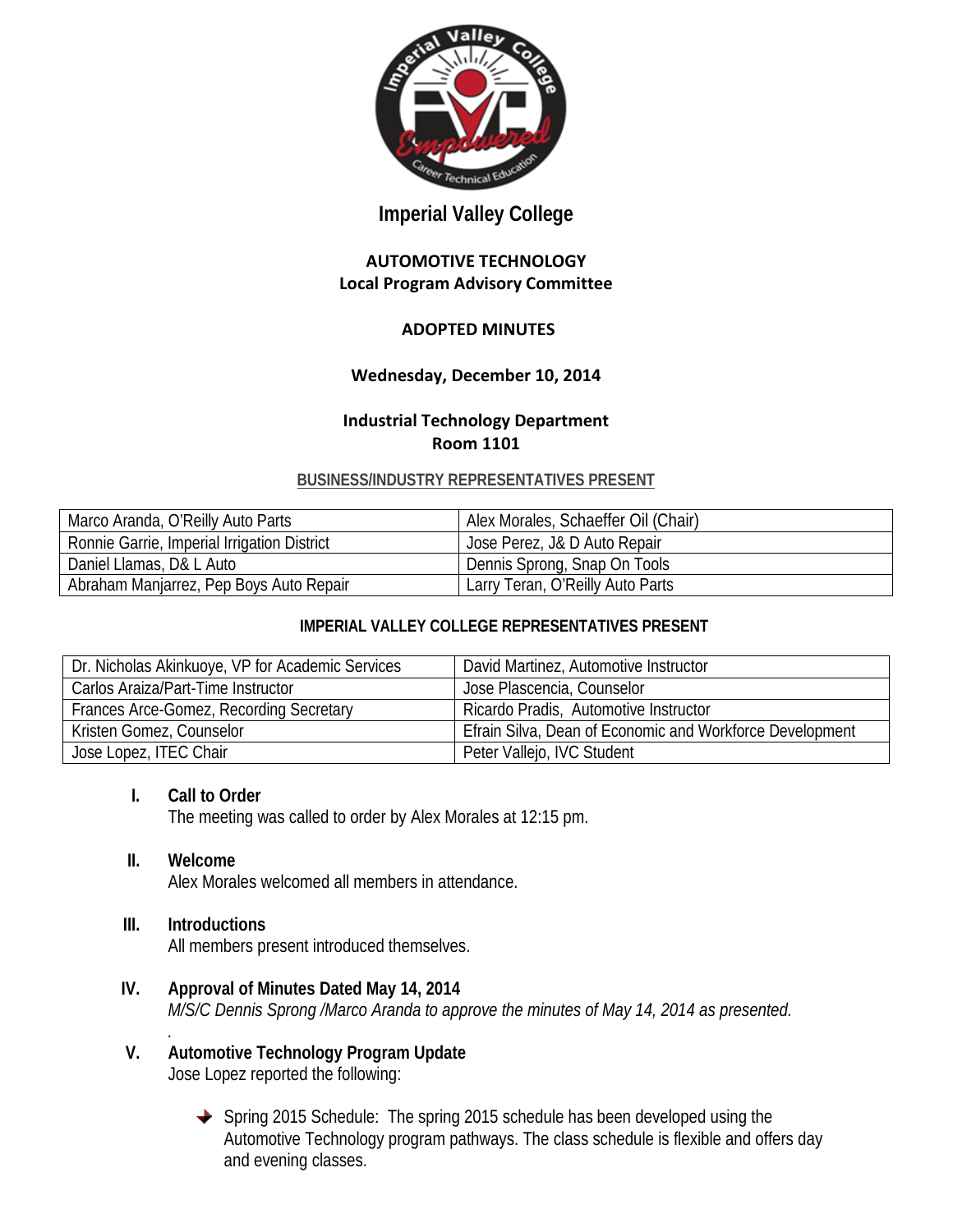# Imperial Valley College

## AUTOMOTIVE TECHNOLOGY
## Local Program Advisory Committee

### ADOPTED MINUTES

**Wednesday, December 10, 2014**

**Industrial Technology Department**
**Room 1101**

**BUSINESS/INDUSTRY REPRESENTATIVES PRESENT**

| | |
|---|---|
| Marco Aranda, O'Reilly Auto Parts | Alex Morales, Schaeffer Oil (Chair) |
| Ronnie Garrie, Imperial Irrigation District | Jose Perez, J& D Auto Repair |
| Daniel Llamas, D& L Auto | Dennis Sprong, Snap On Tools |
| Abraham Manjarrez, Pep Boys Auto Repair | Larry Teran, O'Reilly Auto Parts |

**IMPERIAL VALLEY COLLEGE REPRESENTATIVES PRESENT**

| | |
|---|---|
| Dr. Nicholas Akinkuoye, VP for Academic Services | David Martinez, Automotive Instructor |
| Carlos Araiza/Part-Time Instructor | Jose Plascencia, Counselor |
| Frances Arce-Gomez, Recording Secretary | Ricardo Pradis, Automotive Instructor |
| Kristen Gomez, Counselor | Efrain Silva, Dean of Economic and Workforce Development |
| Jose Lopez, ITEC Chair | Peter Vallejo, IVC Student |

**I. Call to Order**
The meeting was called to order by Alex Morales at 12:15 pm.

**II. Welcome**
Alex Morales welcomed all members in attendance.

**III. Introductions**
All members present introduced themselves.

**IV. Approval of Minutes Dated May 14, 2014**
*M/S/C Dennis Sprong /Marco Aranda to approve the minutes of May 14, 2014 as presented.*

**V. Automotive Technology Program Update**
Jose Lopez reported the following:

- Spring 2015 Schedule: The spring 2015 schedule has been developed using the Automotive Technology program pathways. The class schedule is flexible and offers day and evening classes.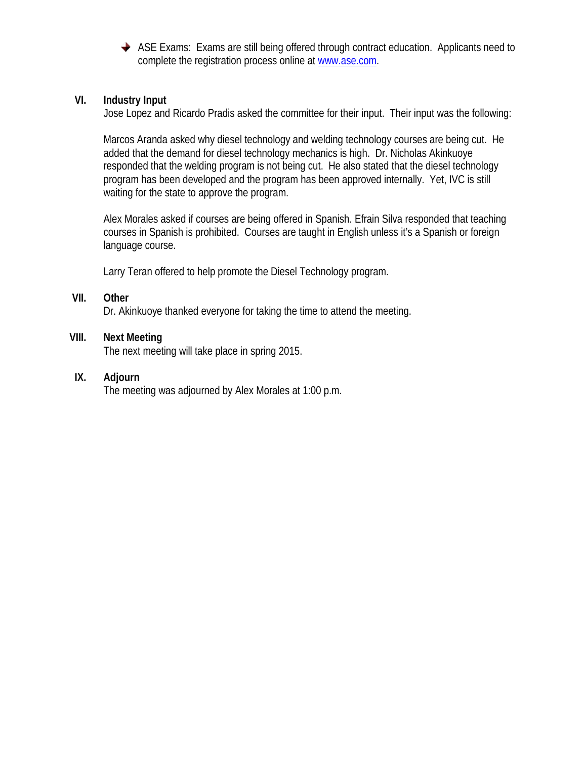- ASE Exams: Exams are still being offered through contract education. Applicants need to complete the registration process online at [www.ase.com](http://www.ase.com).

## VI. Industry Input

Jose Lopez and Ricardo Pradis asked the committee for their input. Their input was the following:

Marcos Aranda asked why diesel technology and welding technology courses are being cut. He added that the demand for diesel technology mechanics is high. Dr. Nicholas Akinkuoye responded that the welding program is not being cut. He also stated that the diesel technology program has been developed and the program has been approved internally. Yet, IVC is still waiting for the state to approve the program.

Alex Morales asked if courses are being offered in Spanish. Efrain Silva responded that teaching courses in Spanish is prohibited. Courses are taught in English unless it's a Spanish or foreign language course.

Larry Teran offered to help promote the Diesel Technology program.

## VII. Other

Dr. Akinkuoye thanked everyone for taking the time to attend the meeting.

## VIII. Next Meeting

The next meeting will take place in spring 2015.

## IX. Adjourn

The meeting was adjourned by Alex Morales at 1:00 p.m.